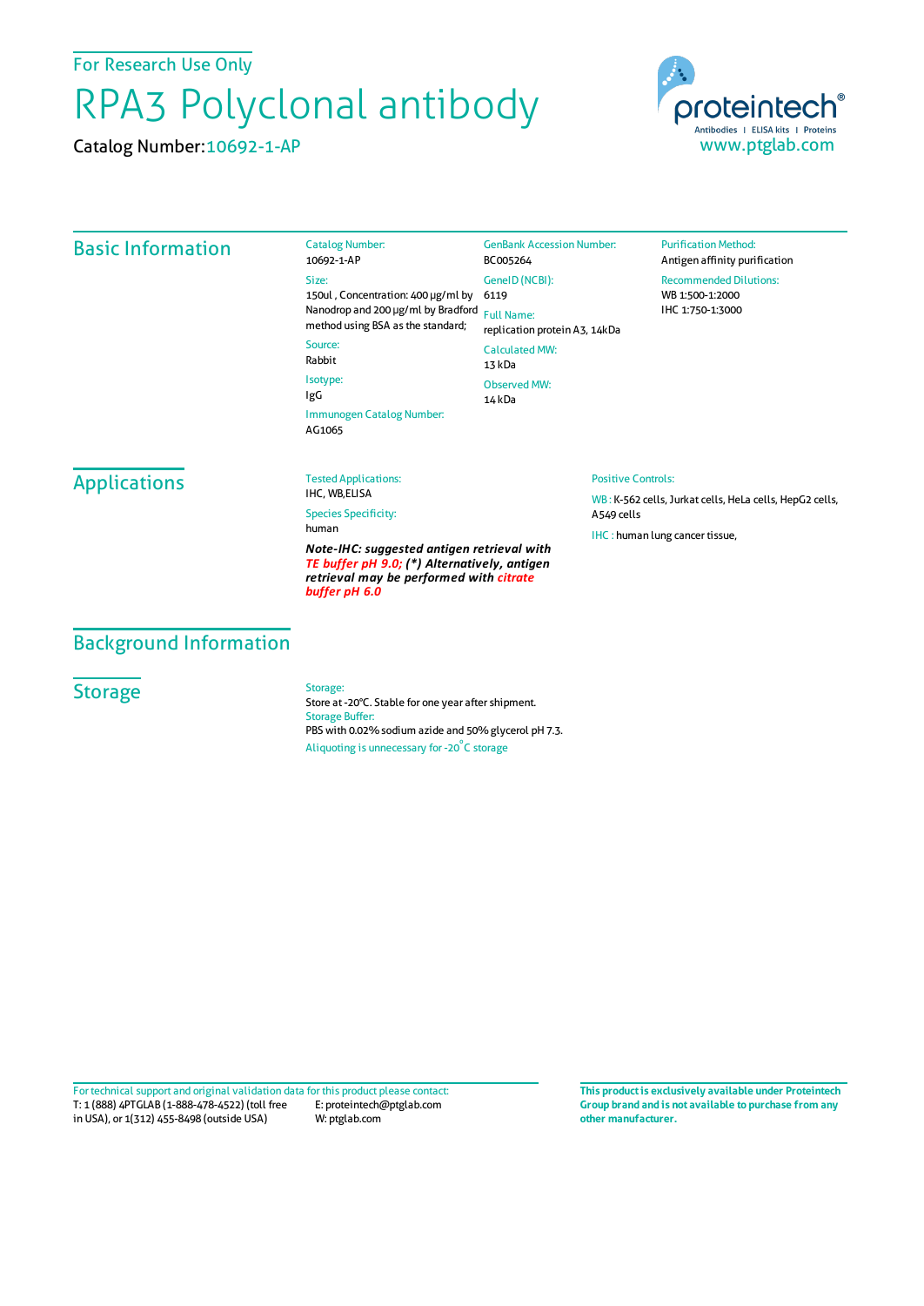For Research Use Only

# RPA3 Polyclonal antibody

Catalog Number: 10692-1-AP

proteintech®
Antibodies | ELISA kits | Proteins
www.ptglab.com

## Basic Information

Catalog Number:
10692-1-AP

Size:
150ul , Concentration: 400 μg/ml by Nanodrop and 200 μg/ml by Bradford method using BSA as the standard;

Source:
Rabbit

Isotype:
IgG

Immunogen Catalog Number:
AG1065

GenBank Accession Number:
BC005264

GeneID (NCBI):
6119

Full Name:
replication protein A3, 14kDa

Calculated MW:
13 kDa

Observed MW:
14 kDa

Purification Method:
Antigen affinity purification

Recommended Dilutions:
WB 1:500-1:2000
IHC 1:750-1:3000

## Applications

Tested Applications:
IHC, WB,ELISA

Species Specificity:
human

***Note-IHC: suggested antigen retrieval with TE buffer pH 9.0; (\*) Alternatively, antigen retrieval may be performed with citrate buffer pH 6.0***

Positive Controls:

WB : K-562 cells, Jurkat cells, HeLa cells, HepG2 cells, A549 cells

IHC : human lung cancer tissue,

## Background Information

## Storage

Storage:
Store at -20°C. Stable for one year after shipment.
Storage Buffer:
PBS with 0.02% sodium azide and 50% glycerol pH 7.3.
Aliquoting is unnecessary for -20°C storage

For technical support and original validation data for this product please contact:
T: 1 (888) 4PTGLAB (1-888-478-4522) (toll free in USA), or 1(312) 455-8498 (outside USA)
E: proteintech@ptglab.com
W: ptglab.com

**This product is exclusively available under Proteintech Group brand and is not available to purchase from any other manufacturer.**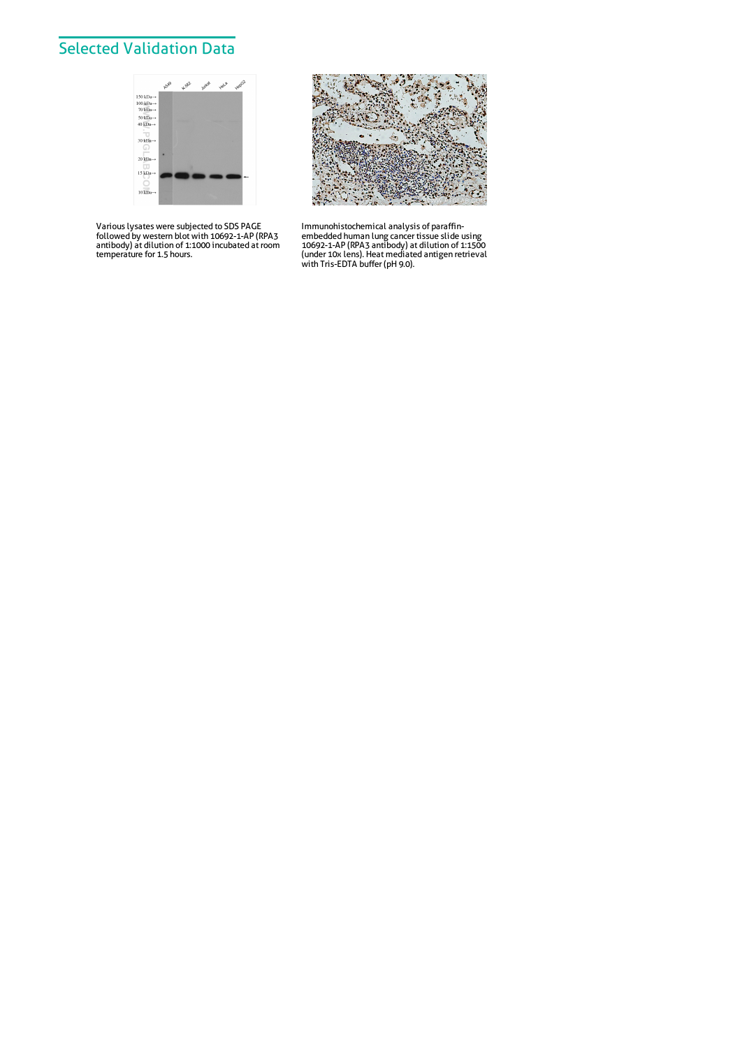## Selected Validation Data

A549
K-562
Jurkat
HeLa
HepG2

150 kDa→
100 kDa→
70 kDa→
50 kDa→
40 kDa→
30 kDa→
20 kDa→
15 kDa→
10 kDa→

Various lysates were subjected to SDS PAGE followed by western blot with 10692-1-AP (RPA3 antibody) at dilution of 1:1000 incubated at room temperature for 1.5 hours.

Immunohistochemical analysis of paraffin-embedded human lung cancer tissue slide using 10692-1-AP (RPA3 antibody) at dilution of 1:1500 (under 10x lens). Heat mediated antigen retrieval with Tris-EDTA buffer (pH 9.0).